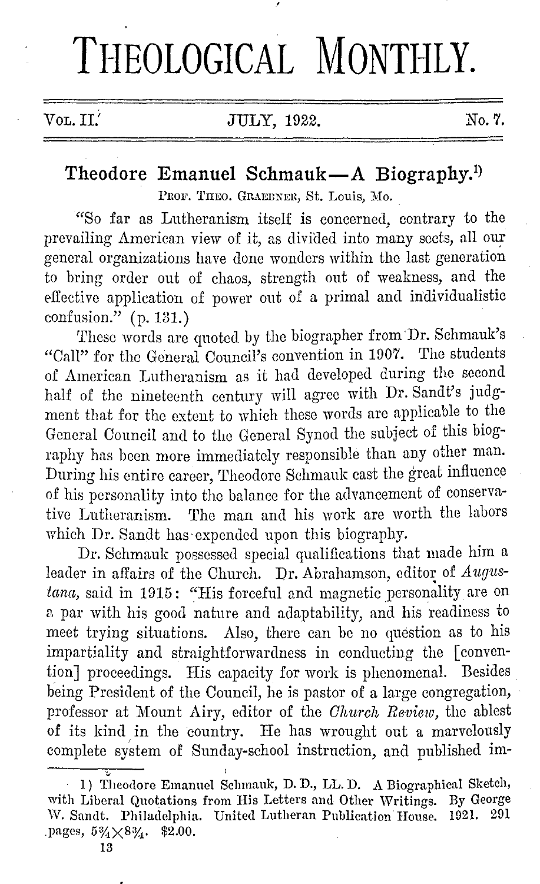# THEOLOGICAL MONTHLY.

VOL. II. JULY, 1922. No. 7.

## Theodore Emanuel Schmauk—A Biography.[1]

PROF. THEO. GRAEBNER, St. Louis, Mo.

"So far as Lutheranism itself is concerned, contrary to the prevailing American view of it, as divided into many sects, all our general organizations have done wonders within the last generation to bring order out of chaos, strength out of weakness, and the effective application of power out of a primal and individualistic confusion." (p. 131.)

These words are quoted by the biographer from Dr. Schmauk's "Call" for the General Council's convention in 1907. The students of American Lutheranism as it had developed during the second half of the nineteenth century will agree with Dr. Sandt's judgment that for the extent to which these words are applicable to the General Council and to the General Synod the subject of this biography has been more immediately responsible than any other man. During his entire career, Theodore Schmauk cast the great influence of his personality into the balance for the advancement of conservative Lutheranism. The man and his work are worth the labors which Dr. Sandt has expended upon this biography.

Dr. Schmauk possessed special qualifications that made him a leader in affairs of the Church. Dr. Abrahamson, editor of *Augustana,* said in 1915: "His forceful and magnetic personality are on a par with his good nature and adaptability, and his readiness to meet trying situations. Also, there can be no question as to his impartiality and straightforwardness in conducting the [convention] proceedings. His capacity for work is phenomenal. Besides being President of the Council, he is pastor of a large congregation, professor at Mount Airy, editor of the *Church Review,* the ablest of its kind in the country. He has wrought out a marvelously complete system of Sunday-school instruction, and published im-

---

1) Theodore Emanuel Schmauk, D. D., LL. D. A Biographical Sketch, with Liberal Quotations from His Letters and Other Writings. By George W. Sandt. Philadelphia. United Lutheran Publication House. 1921. 291 pages, $5\frac{3}{4}\times8\frac{3}{4}$. $2.00.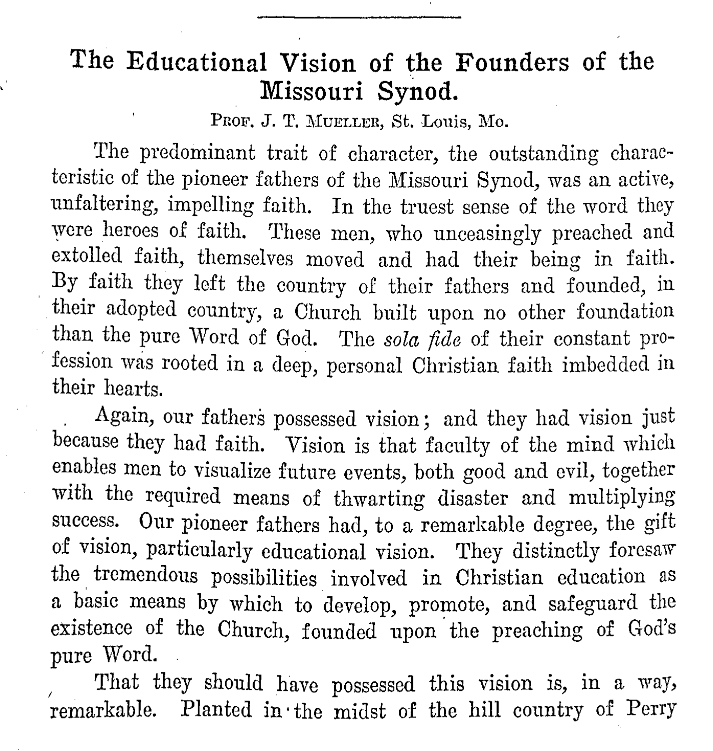# The Educational Vision of the Founders of the Missouri Synod.

PROF. J. T. MUELLER, St. Louis, Mo.

The predominant trait of character, the outstanding characteristic of the pioneer fathers of the Missouri Synod, was an active, unfaltering, impelling faith. In the truest sense of the word they were heroes of faith. These men, who unceasingly preached and extolled faith, themselves moved and had their being in faith. By faith they left the country of their fathers and founded, in their adopted country, a Church built upon no other foundation than the pure Word of God. The *sola fide* of their constant profession was rooted in a deep, personal Christian faith imbedded in their hearts.

Again, our fathers possessed vision; and they had vision just because they had faith. Vision is that faculty of the mind which enables men to visualize future events, both good and evil, together with the required means of thwarting disaster and multiplying success. Our pioneer fathers had, to a remarkable degree, the gift of vision, particularly educational vision. They distinctly foresaw the tremendous possibilities involved in Christian education as a basic means by which to develop, promote, and safeguard the existence of the Church, founded upon the preaching of God's pure Word.

That they should have possessed this vision is, in a way, remarkable. Planted in the midst of the hill country of Perry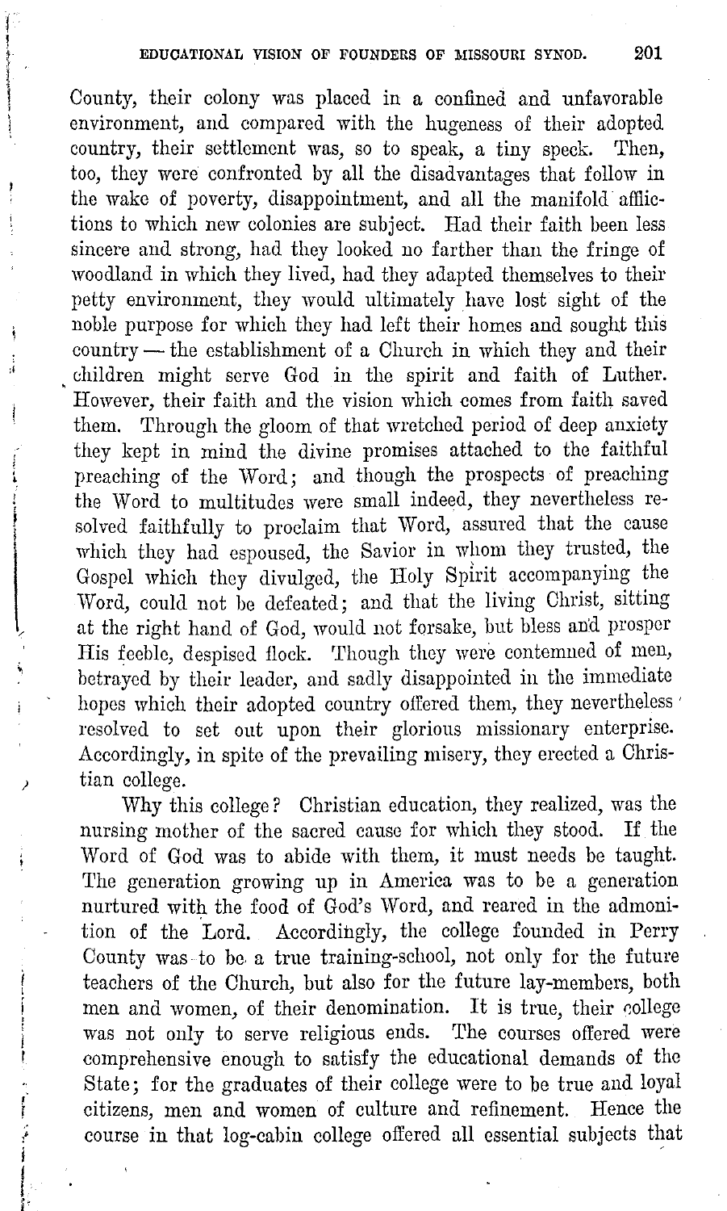County, their colony was placed in a confined and unfavorable environment, and compared with the hugeness of their adopted country, their settlement was, so to speak, a tiny speck. Then, too, they were confronted by all the disadvantages that follow in the wake of poverty, disappointment, and all the manifold afflictions to which new colonies are subject. Had their faith been less sincere and strong, had they looked no farther than the fringe of woodland in which they lived, had they adapted themselves to their petty environment, they would ultimately have lost sight of the noble purpose for which they had left their homes and sought this country — the establishment of a Church in which they and their children might serve God in the spirit and faith of Luther. However, their faith and the vision which comes from faith saved them. Through the gloom of that wretched period of deep anxiety they kept in mind the divine promises attached to the faithful preaching of the Word; and though the prospects of preaching the Word to multitudes were small indeed, they nevertheless resolved faithfully to proclaim that Word, assured that the cause which they had espoused, the Savior in whom they trusted, the Gospel which they divulged, the Holy Spirit accompanying the Word, could not be defeated; and that the living Christ, sitting at the right hand of God, would not forsake, but bless and prosper His feeble, despised flock. Though they were contemned of men, betrayed by their leader, and sadly disappointed in the immediate hopes which their adopted country offered them, they nevertheless resolved to set out upon their glorious missionary enterprise. Accordingly, in spite of the prevailing misery, they erected a Christian college.

Why this college? Christian education, they realized, was the nursing mother of the sacred cause for which they stood. If the Word of God was to abide with them, it must needs be taught. The generation growing up in America was to be a generation nurtured with the food of God's Word, and reared in the admonition of the Lord. Accordingly, the college founded in Perry County was to be a true training-school, not only for the future teachers of the Church, but also for the future lay-members, both men and women, of their denomination. It is true, their college was not only to serve religious ends. The courses offered were comprehensive enough to satisfy the educational demands of the State; for the graduates of their college were to be true and loyal citizens, men and women of culture and refinement. Hence the course in that log-cabin college offered all essential subjects that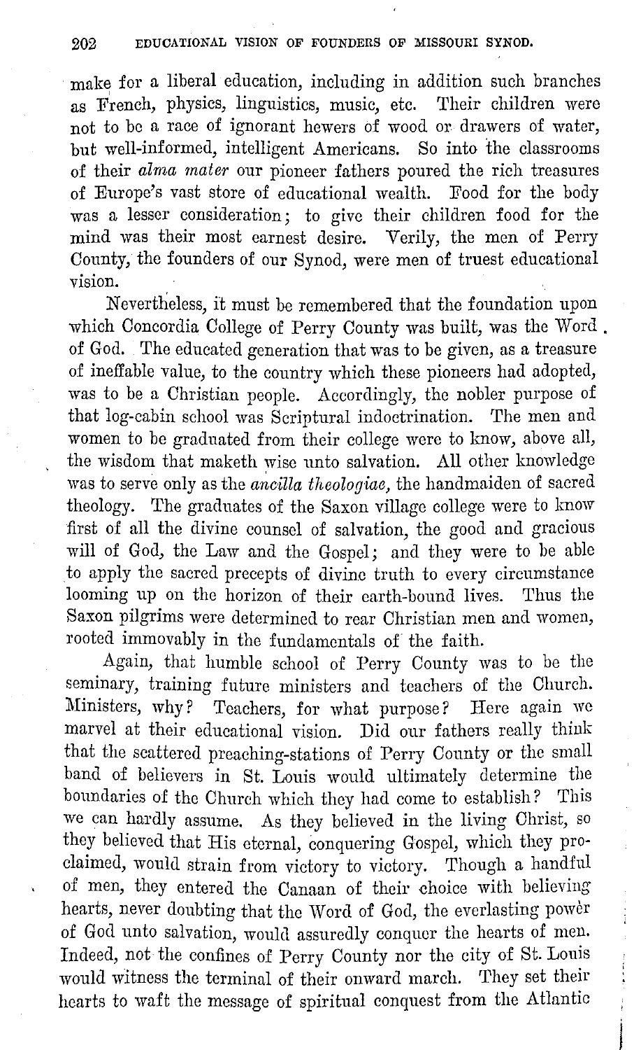make for a liberal education, including in addition such branches as French, physics, linguistics, music, etc. Their children were not to be a race of ignorant hewers of wood or drawers of water, but well-informed, intelligent Americans. So into the classrooms of their *alma mater* our pioneer fathers poured the rich treasures of Europe's vast store of educational wealth. Food for the body was a lesser consideration; to give their children food for the mind was their most earnest desire. Verily, the men of Perry County, the founders of our Synod, were men of truest educational vision.

Nevertheless, it must be remembered that the foundation upon which Concordia College of Perry County was built, was the Word of God. The educated generation that was to be given, as a treasure of ineffable value, to the country which these pioneers had adopted, was to be a Christian people. Accordingly, the nobler purpose of that log-cabin school was Scriptural indoctrination. The men and women to be graduated from their college were to know, above all, the wisdom that maketh wise unto salvation. All other knowledge was to serve only as the *ancilla theologiae*, the handmaiden of sacred theology. The graduates of the Saxon village college were to know first of all the divine counsel of salvation, the good and gracious will of God, the Law and the Gospel; and they were to be able to apply the sacred precepts of divine truth to every circumstance looming up on the horizon of their earth-bound lives. Thus the Saxon pilgrims were determined to rear Christian men and women, rooted immovably in the fundamentals of the faith.

Again, that humble school of Perry County was to be the seminary, training future ministers and teachers of the Church. Ministers, why? Teachers, for what purpose? Here again we marvel at their educational vision. Did our fathers really think that the scattered preaching-stations of Perry County or the small band of believers in St. Louis would ultimately determine the boundaries of the Church which they had come to establish? This we can hardly assume. As they believed in the living Christ, so they believed that His eternal, conquering Gospel, which they proclaimed, would strain from victory to victory. Though a handful of men, they entered the Canaan of their choice with believing hearts, never doubting that the Word of God, the everlasting power of God unto salvation, would assuredly conquer the hearts of men. Indeed, not the confines of Perry County nor the city of St. Louis would witness the terminal of their onward march. They set their hearts to waft the message of spiritual conquest from the Atlantic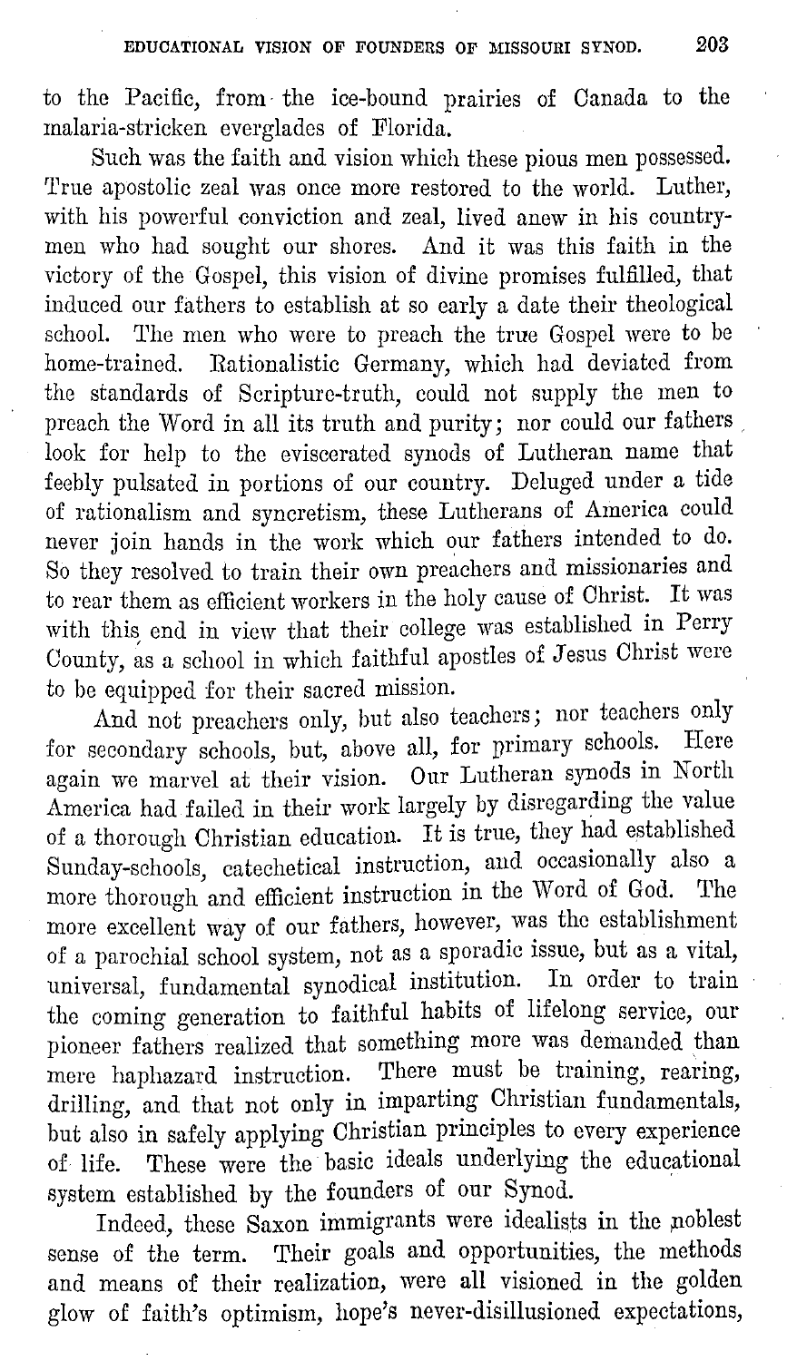to the Pacific, from the ice-bound prairies of Canada to the malaria-stricken everglades of Florida.

Such was the faith and vision which these pious men possessed. True apostolic zeal was once more restored to the world. Luther, with his powerful conviction and zeal, lived anew in his countrymen who had sought our shores. And it was this faith in the victory of the Gospel, this vision of divine promises fulfilled, that induced our fathers to establish at so early a date their theological school. The men who were to preach the true Gospel were to be home-trained. Rationalistic Germany, which had deviated from the standards of Scripture-truth, could not supply the men to preach the Word in all its truth and purity; nor could our fathers look for help to the eviscerated synods of Lutheran name that feebly pulsated in portions of our country. Deluged under a tide of rationalism and syncretism, these Lutherans of America could never join hands in the work which our fathers intended to do. So they resolved to train their own preachers and missionaries and to rear them as efficient workers in the holy cause of Christ. It was with this end in view that their college was established in Perry County, as a school in which faithful apostles of Jesus Christ were to be equipped for their sacred mission.

And not preachers only, but also teachers; nor teachers only for secondary schools, but, above all, for primary schools. Here again we marvel at their vision. Our Lutheran synods in North America had failed in their work largely by disregarding the value of a thorough Christian education. It is true, they had established Sunday-schools, catechetical instruction, and occasionally also a more thorough and efficient instruction in the Word of God. The more excellent way of our fathers, however, was the establishment of a parochial school system, not as a sporadic issue, but as a vital, universal, fundamental synodical institution. In order to train the coming generation to faithful habits of lifelong service, our pioneer fathers realized that something more was demanded than mere haphazard instruction. There must be training, rearing, drilling, and that not only in imparting Christian fundamentals, but also in safely applying Christian principles to every experience of life. These were the basic ideals underlying the educational system established by the founders of our Synod.

Indeed, these Saxon immigrants were idealists in the noblest sense of the term. Their goals and opportunities, the methods and means of their realization, were all visioned in the golden glow of faith's optimism, hope's never-disillusioned expectations,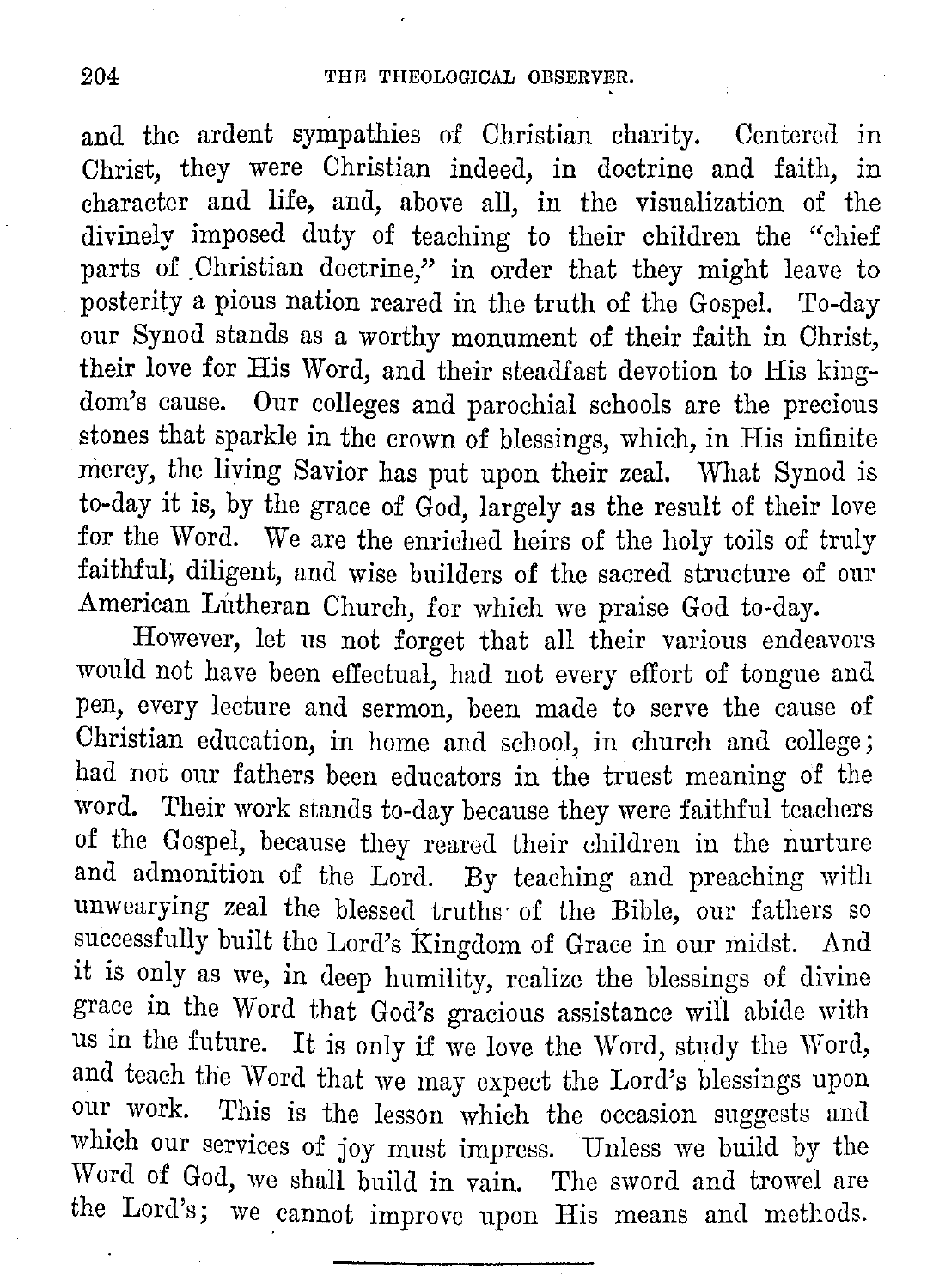and the ardent sympathies of Christian charity. Centered in Christ, they were Christian indeed, in doctrine and faith, in character and life, and, above all, in the visualization of the divinely imposed duty of teaching to their children the "chief parts of Christian doctrine," in order that they might leave to posterity a pious nation reared in the truth of the Gospel. To-day our Synod stands as a worthy monument of their faith in Christ, their love for His Word, and their steadfast devotion to His kingdom's cause. Our colleges and parochial schools are the precious stones that sparkle in the crown of blessings, which, in His infinite mercy, the living Savior has put upon their zeal. What Synod is to-day it is, by the grace of God, largely as the result of their love for the Word. We are the enriched heirs of the holy toils of truly faithful, diligent, and wise builders of the sacred structure of our American Lutheran Church, for which we praise God to-day.

However, let us not forget that all their various endeavors would not have been effectual, had not every effort of tongue and pen, every lecture and sermon, been made to serve the cause of Christian education, in home and school, in church and college; had not our fathers been educators in the truest meaning of the word. Their work stands to-day because they were faithful teachers of the Gospel, because they reared their children in the nurture and admonition of the Lord. By teaching and preaching with unwearying zeal the blessed truths of the Bible, our fathers so successfully built the Lord's Kingdom of Grace in our midst. And it is only as we, in deep humility, realize the blessings of divine grace in the Word that God's gracious assistance will abide with us in the future. It is only if we love the Word, study the Word, and teach the Word that we may expect the Lord's blessings upon our work. This is the lesson which the occasion suggests and which our services of joy must impress. Unless we build by the Word of God, we shall build in vain. The sword and trowel are the Lord's; we cannot improve upon His means and methods.

---